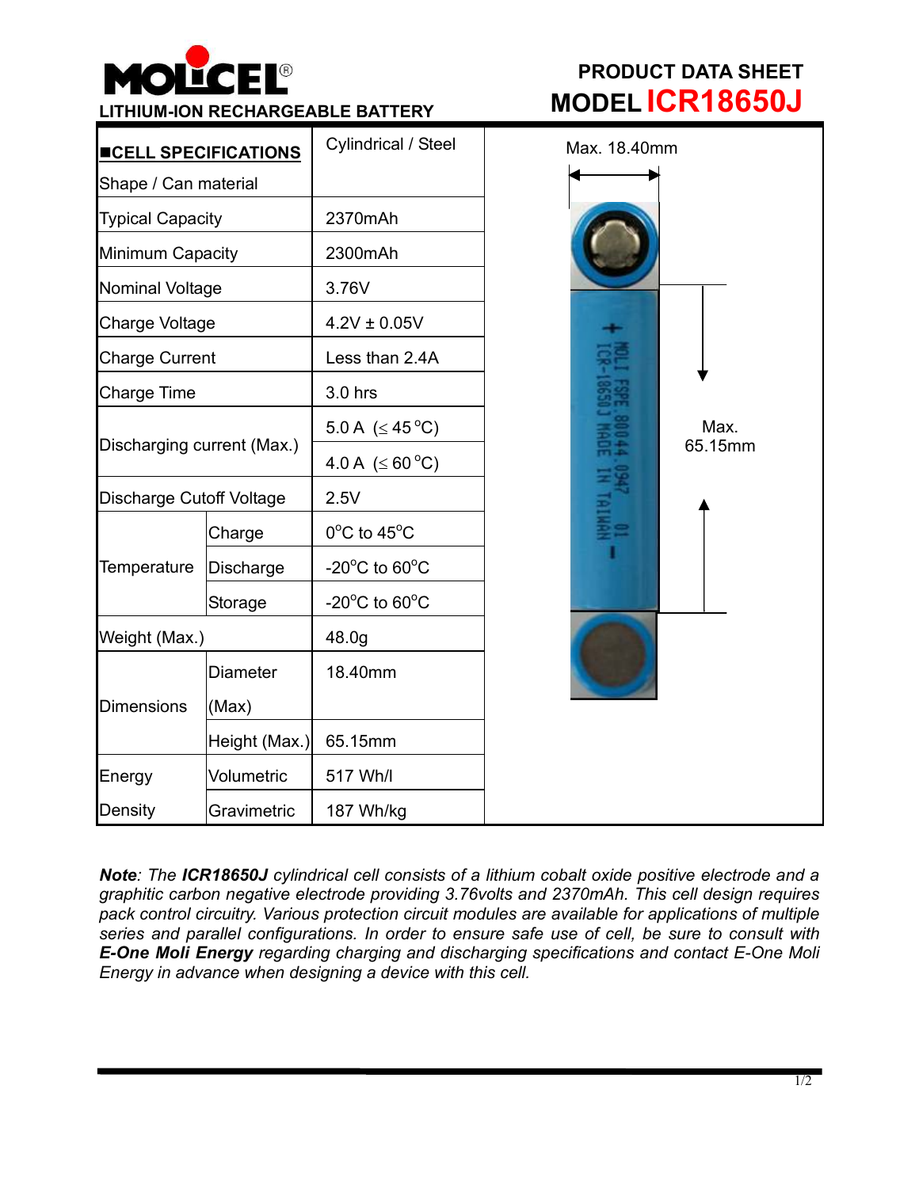MOLICEL®

**LITHIUM-ION RECHARGEABLE BATTERY**

# PRODUCT DATA SHEET

# MODEL ICR18650J

| ■CELL SPECIFICATIONS | | |
|---|---|---|
| Shape / Can material | | Cylindrical / Steel |
| Typical Capacity | | 2370mAh |
| Minimum Capacity | | 2300mAh |
| Nominal Voltage | | 3.76V |
| Charge Voltage | | 4.2V ± 0.05V |
| Charge Current | | Less than 2.4A |
| Charge Time | | 3.0 hrs |
| Discharging current (Max.) | | 5.0 A (≤ 45 °C) |
| | | 4.0 A (≤ 60 °C) |
| Discharge Cutoff Voltage | | 2.5V |
| Temperature | Charge | 0°C to 45°C |
| | Discharge | -20°C to 60°C |
| | Storage | -20°C to 60°C |
| Weight (Max.) | | 48.0g |
| Dimensions | Diameter (Max) | 18.40mm |
| | Height (Max.) | 65.15mm |
| Energy Density | Volumetric | 517 Wh/l |
| | Gravimetric | 187 Wh/kg |

Max. 18.40mm

Max. 65.15mm

+ MOLI FSPE.80044.0947 01 ICR-18650J MADE IN TAIWAN −

***Note**: The **ICR18650J** cylindrical cell consists of a lithium cobalt oxide positive electrode and a graphitic carbon negative electrode providing 3.76volts and 2370mAh. This cell design requires pack control circuitry. Various protection circuit modules are available for applications of multiple series and parallel configurations. In order to ensure safe use of cell, be sure to consult with **E-One Moli Energy** regarding charging and discharging specifications and contact E-One Moli Energy in advance when designing a device with this cell.*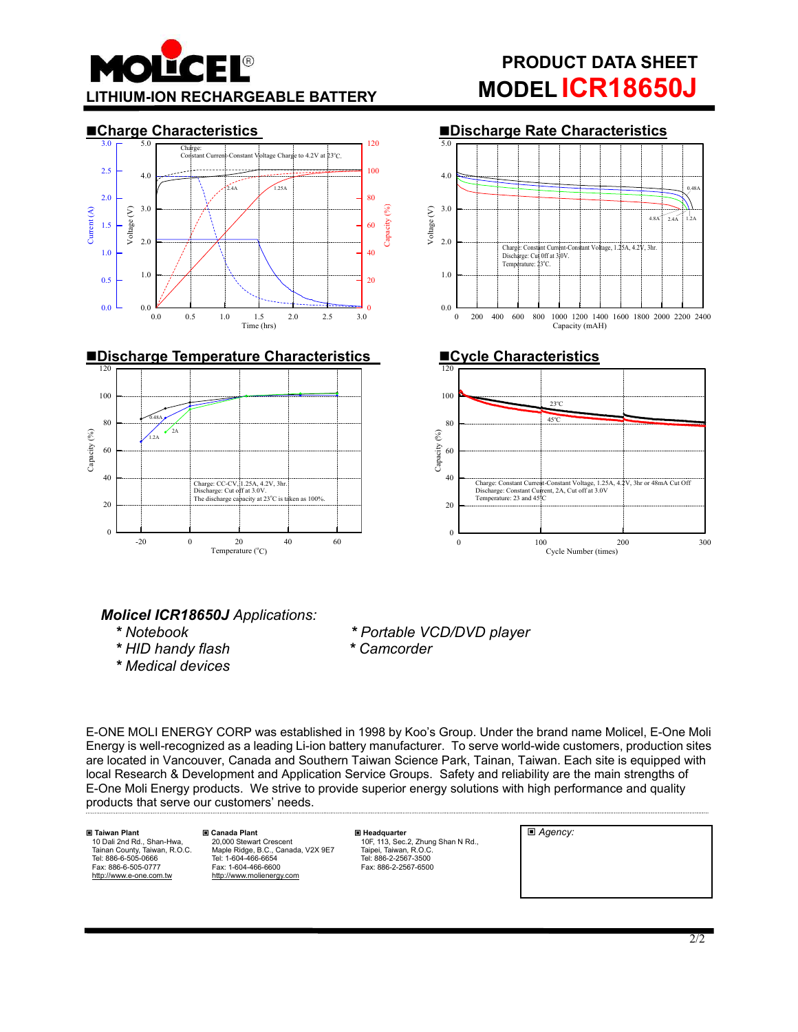# MOLICEL®

**LITHIUM-ION RECHARGEABLE BATTERY**

**PRODUCT DATA SHEET**

**MODEL ICR18650J**

## ■Charge Characteristics

Charge:
Constant Current-Constant Voltage Charge to 4.2V at 23°C.

Current (A): 0.0, 0.5, 1.0, 1.5, 2.0, 2.5, 3.0
Voltage (V): 0.0, 1.0, 2.0, 3.0, 4.0, 5.0
Capacity (%): 0, 20, 40, 60, 80, 100, 120
Time (hrs): 0.0, 0.5, 1.0, 1.5, 2.0, 2.5, 3.0
2.4A
1.25A

## ■Discharge Rate Characteristics

Charge: Constant Current-Constant Voltage, 1.25A, 4.2V, 3hr.
Discharge: Cut off at 3.0V.
Temperature: 23°C.

Voltage (V): 0.0, 1.0, 2.0, 3.0, 4.0, 5.0
Capacity (mAH): 0, 200, 400, 600, 800, 1000, 1200, 1400, 1600, 1800, 2000, 2200, 2400
0.48A
4.8A
2.4A
1.2A

## ■Discharge Temperature Characteristics

Charge: CC-CV, 1.25A, 4.2V, 3hr.
Discharge: Cut off at 3.0V.
The discharge capacity at 23°C is taken as 100%.

Capacity (%): 0, 20, 40, 60, 80, 100, 120
Temperature (°C): -20, 0, 20, 40, 60
0.48A
2A
1.2A

## ■Cycle Characteristics

Charge: Constant Current-Constant Voltage, 1.25A, 4.2V, 3hr or 48mA Cut Off
Discharge: Constant Current, 2A, Cut off at 3.0V
Temperature: 23 and 45°C

Capacity (%): 0, 20, 40, 60, 80, 100, 120
Cycle Number (times): 0, 100, 200, 300
23°C
45°C

***Molicel ICR18650J** Applications:*

- *Notebook*
- *HID handy flash*
- *Medical devices*
- *Portable VCD/DVD player*
- *Camcorder*

E-ONE MOLI ENERGY CORP was established in 1998 by Koo's Group. Under the brand name Molicel, E-One Moli Energy is well-recognized as a leading Li-ion battery manufacturer. To serve world-wide customers, production sites are located in Vancouver, Canada and Southern Taiwan Science Park, Tainan, Taiwan. Each site is equipped with local Research & Development and Application Service Groups. Safety and reliability are the main strengths of E-One Moli Energy products. We strive to provide superior energy solutions with high performance and quality products that serve our customers' needs.

**▣ Taiwan Plant**
10 Dali 2nd Rd., Shan-Hwa,
Tainan County, Taiwan, R.O.C.
Tel: 886-6-505-0666
Fax: 886-6-505-0777
http://www.e-one.com.tw

**▣ Canada Plant**
20,000 Stewart Crescent
Maple Ridge, B.C., Canada, V2X 9E7
Tel: 1-604-466-6654
Fax: 1-604-466-6600
http://www.molienergy.com

**▣ Headquarter**
10F, 113, Sec.2, Zhung Shan N Rd.,
Taipei, Taiwan, R.O.C.
Tel: 886-2-2567-3500
Fax: 886-2-2567-6500

▣ *Agency:*